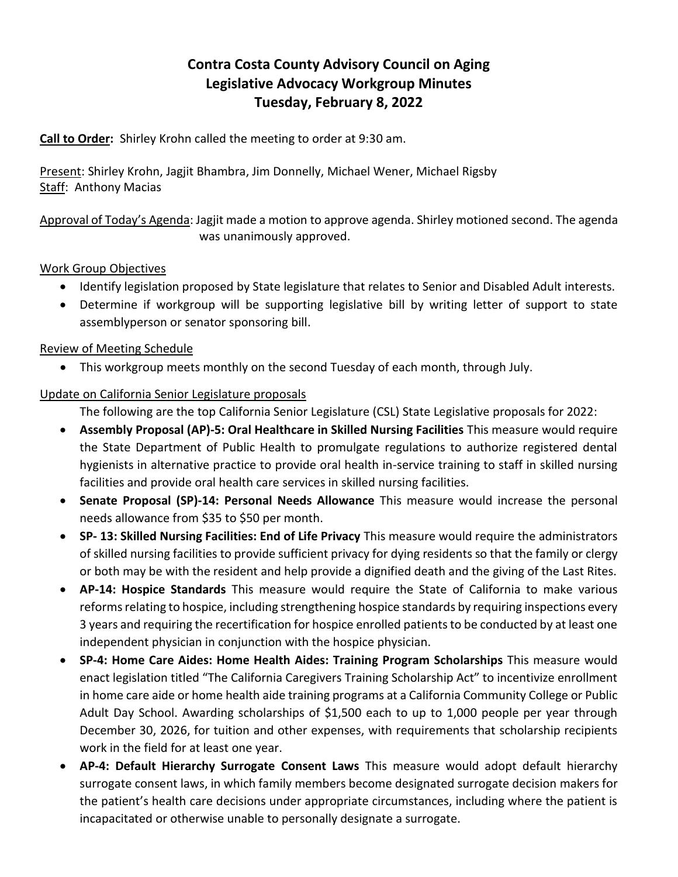# Contra Costa County Advisory Council on Aging
## Legislative Advocacy Workgroup Minutes
### Tuesday, February 8, 2022

**Call to Order:** Shirley Krohn called the meeting to order at 9:30 am.

Present: Shirley Krohn, Jagjit Bhambra, Jim Donnelly, Michael Wener, Michael Rigsby
Staff: Anthony Macias

Approval of Today's Agenda: Jagjit made a motion to approve agenda. Shirley motioned second. The agenda was unanimously approved.

Work Group Objectives

- Identify legislation proposed by State legislature that relates to Senior and Disabled Adult interests.
- Determine if workgroup will be supporting legislative bill by writing letter of support to state assemblyperson or senator sponsoring bill.

Review of Meeting Schedule

- This workgroup meets monthly on the second Tuesday of each month, through July.

Update on California Senior Legislature proposals

The following are the top California Senior Legislature (CSL) State Legislative proposals for 2022:

- **Assembly Proposal (AP)-5: Oral Healthcare in Skilled Nursing Facilities** This measure would require the State Department of Public Health to promulgate regulations to authorize registered dental hygienists in alternative practice to provide oral health in-service training to staff in skilled nursing facilities and provide oral health care services in skilled nursing facilities.
- **Senate Proposal (SP)-14: Personal Needs Allowance** This measure would increase the personal needs allowance from $35 to $50 per month.
- **SP- 13: Skilled Nursing Facilities: End of Life Privacy** This measure would require the administrators of skilled nursing facilities to provide sufficient privacy for dying residents so that the family or clergy or both may be with the resident and help provide a dignified death and the giving of the Last Rites.
- **AP-14: Hospice Standards** This measure would require the State of California to make various reforms relating to hospice, including strengthening hospice standards by requiring inspections every 3 years and requiring the recertification for hospice enrolled patients to be conducted by at least one independent physician in conjunction with the hospice physician.
- **SP-4: Home Care Aides: Home Health Aides: Training Program Scholarships** This measure would enact legislation titled "The California Caregivers Training Scholarship Act" to incentivize enrollment in home care aide or home health aide training programs at a California Community College or Public Adult Day School. Awarding scholarships of $1,500 each to up to 1,000 people per year through December 30, 2026, for tuition and other expenses, with requirements that scholarship recipients work in the field for at least one year.
- **AP-4: Default Hierarchy Surrogate Consent Laws** This measure would adopt default hierarchy surrogate consent laws, in which family members become designated surrogate decision makers for the patient's health care decisions under appropriate circumstances, including where the patient is incapacitated or otherwise unable to personally designate a surrogate.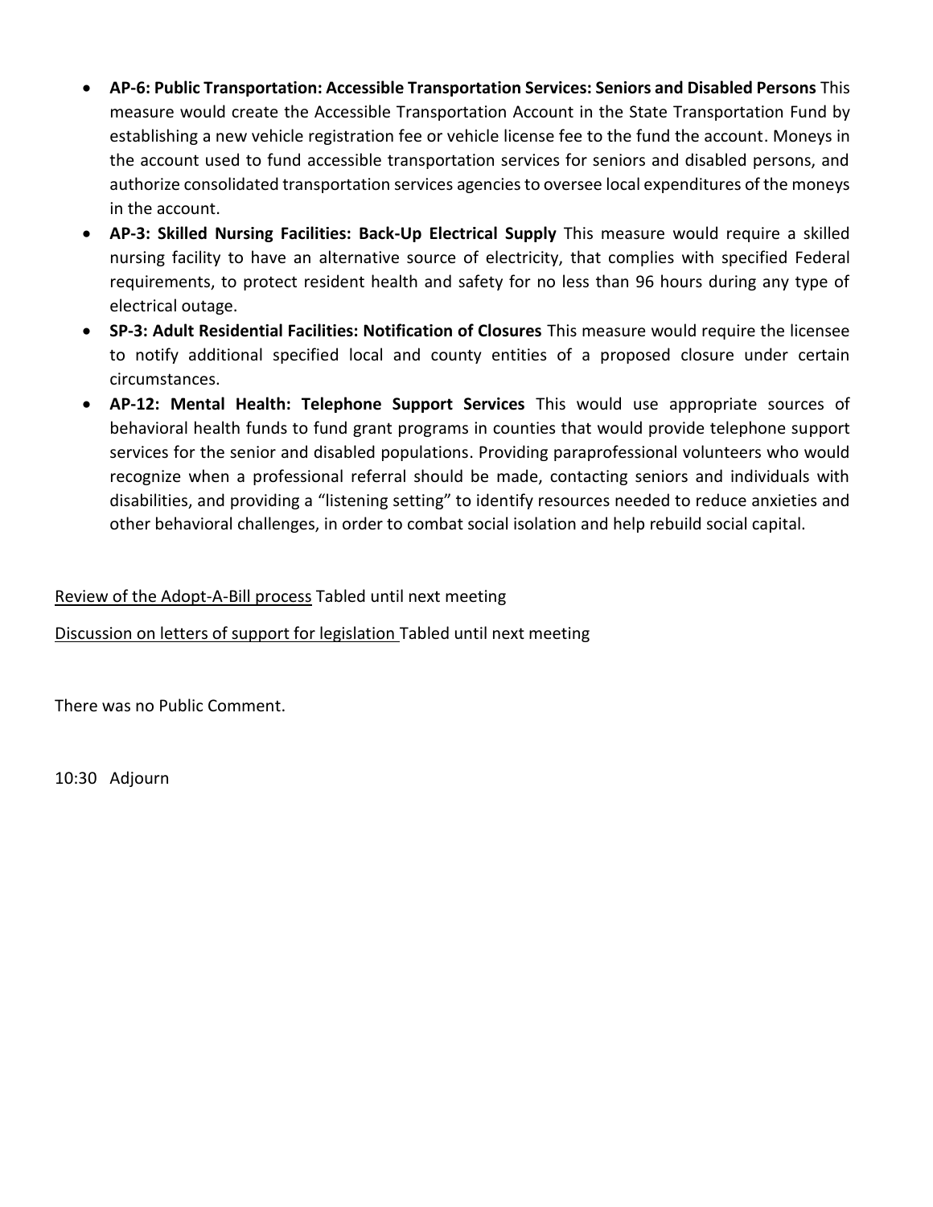- **AP-6: Public Transportation: Accessible Transportation Services: Seniors and Disabled Persons** This measure would create the Accessible Transportation Account in the State Transportation Fund by establishing a new vehicle registration fee or vehicle license fee to the fund the account. Moneys in the account used to fund accessible transportation services for seniors and disabled persons, and authorize consolidated transportation services agencies to oversee local expenditures of the moneys in the account.
- **AP-3: Skilled Nursing Facilities: Back-Up Electrical Supply** This measure would require a skilled nursing facility to have an alternative source of electricity, that complies with specified Federal requirements, to protect resident health and safety for no less than 96 hours during any type of electrical outage.
- **SP-3: Adult Residential Facilities: Notification of Closures** This measure would require the licensee to notify additional specified local and county entities of a proposed closure under certain circumstances.
- **AP-12: Mental Health: Telephone Support Services** This would use appropriate sources of behavioral health funds to fund grant programs in counties that would provide telephone support services for the senior and disabled populations. Providing paraprofessional volunteers who would recognize when a professional referral should be made, contacting seniors and individuals with disabilities, and providing a "listening setting" to identify resources needed to reduce anxieties and other behavioral challenges, in order to combat social isolation and help rebuild social capital.

Review of the Adopt-A-Bill process Tabled until next meeting

Discussion on letters of support for legislation Tabled until next meeting

There was no Public Comment.

10:30 Adjourn